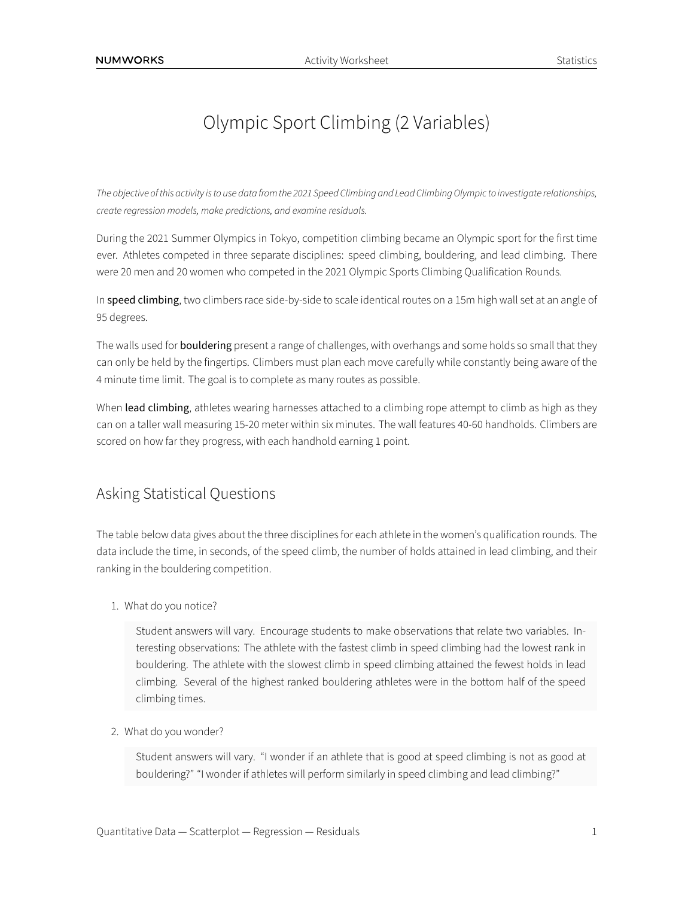# Olympic Sport Climbing (2 Variables)

*The objective of this activity is to use data from the 2021 Speed Climbing and Lead Climbing Olympic to investigate relationships, create regression models, make predictions, and examine residuals.*

During the 2021 Summer Olympics in Tokyo, competition climbing became an Olympic sport for the first time ever. Athletes competed in three separate disciplines: speed climbing, bouldering, and lead climbing. There were 20 men and 20 women who competed in the 2021 Olympic Sports Climbing Qualification Rounds.

In **speed climbing**, two climbers race side-by-side to scale identical routes on a 15m high wall set at an angle of 95 degrees.

The walls used for **bouldering** present a range of challenges, with overhangs and some holds so small that they can only be held by the fingertips. Climbers must plan each move carefully while constantly being aware of the 4 minute time limit. The goal is to complete as many routes as possible.

When **lead climbing**, athletes wearing harnesses attached to a climbing rope attempt to climb as high as they can on a taller wall measuring 15-20 meter within six minutes. The wall features 40-60 handholds. Climbers are scored on how far they progress, with each handhold earning 1 point.

## Asking Statistical Questions

The table below data gives about the three disciplines for each athlete in the women's qualification rounds. The data include the time, in seconds, of the speed climb, the number of holds attained in lead climbing, and their ranking in the bouldering competition.

1. What do you notice?

   > Student answers will vary. Encourage students to make observations that relate two variables. Interesting observations: The athlete with the fastest climb in speed climbing had the lowest rank in bouldering. The athlete with the slowest climb in speed climbing attained the fewest holds in lead climbing. Several of the highest ranked bouldering athletes were in the bottom half of the speed climbing times.

2. What do you wonder?

   > Student answers will vary. "I wonder if an athlete that is good at speed climbing is not as good at bouldering?" "I wonder if athletes will perform similarly in speed climbing and lead climbing?"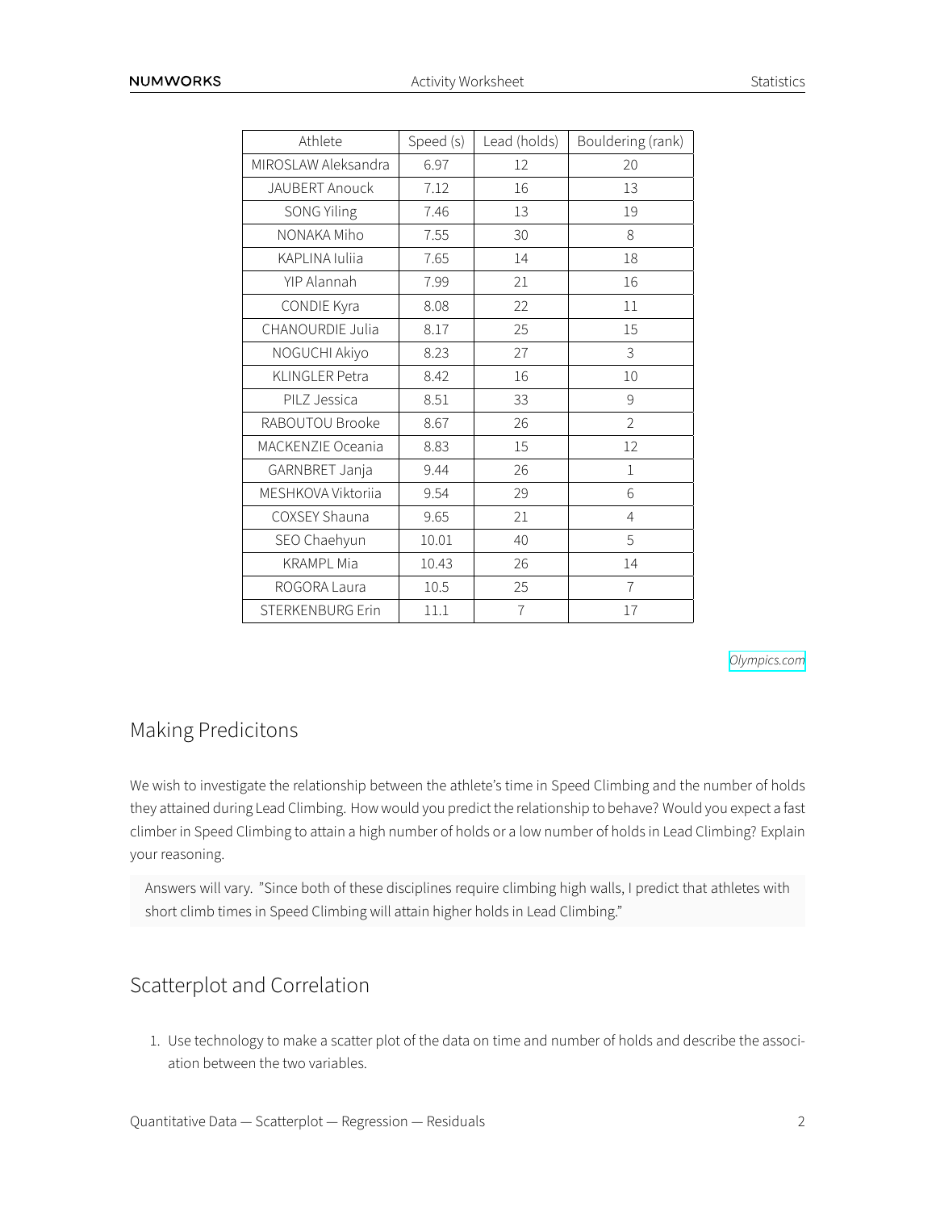| Athlete | Speed (s) | Lead (holds) | Bouldering (rank) |
|---|---|---|---|
| MIROSLAW Aleksandra | 6.97 | 12 | 20 |
| JAUBERT Anouck | 7.12 | 16 | 13 |
| SONG Yiling | 7.46 | 13 | 19 |
| NONAKA Miho | 7.55 | 30 | 8 |
| KAPLINA Iuliia | 7.65 | 14 | 18 |
| YIP Alannah | 7.99 | 21 | 16 |
| CONDIE Kyra | 8.08 | 22 | 11 |
| CHANOURDIE Julia | 8.17 | 25 | 15 |
| NOGUCHI Akiyo | 8.23 | 27 | 3 |
| KLINGLER Petra | 8.42 | 16 | 10 |
| PILZ Jessica | 8.51 | 33 | 9 |
| RABOUTOU Brooke | 8.67 | 26 | 2 |
| MACKENZIE Oceania | 8.83 | 15 | 12 |
| GARNBRET Janja | 9.44 | 26 | 1 |
| MESHKOVA Viktoriia | 9.54 | 29 | 6 |
| COXSEY Shauna | 9.65 | 21 | 4 |
| SEO Chaehyun | 10.01 | 40 | 5 |
| KRAMPL Mia | 10.43 | 26 | 14 |
| ROGORA Laura | 10.5 | 25 | 7 |
| STERKENBURG Erin | 11.1 | 7 | 17 |

*Olympics.com*

## Making Predicitons

We wish to investigate the relationship between the athlete's time in Speed Climbing and the number of holds they attained during Lead Climbing. How would you predict the relationship to behave? Would you expect a fast climber in Speed Climbing to attain a high number of holds or a low number of holds in Lead Climbing? Explain your reasoning.

> Answers will vary. "Since both of these disciplines require climbing high walls, I predict that athletes with short climb times in Speed Climbing will attain higher holds in Lead Climbing."

## Scatterplot and Correlation

1. Use technology to make a scatter plot of the data on time and number of holds and describe the association between the two variables.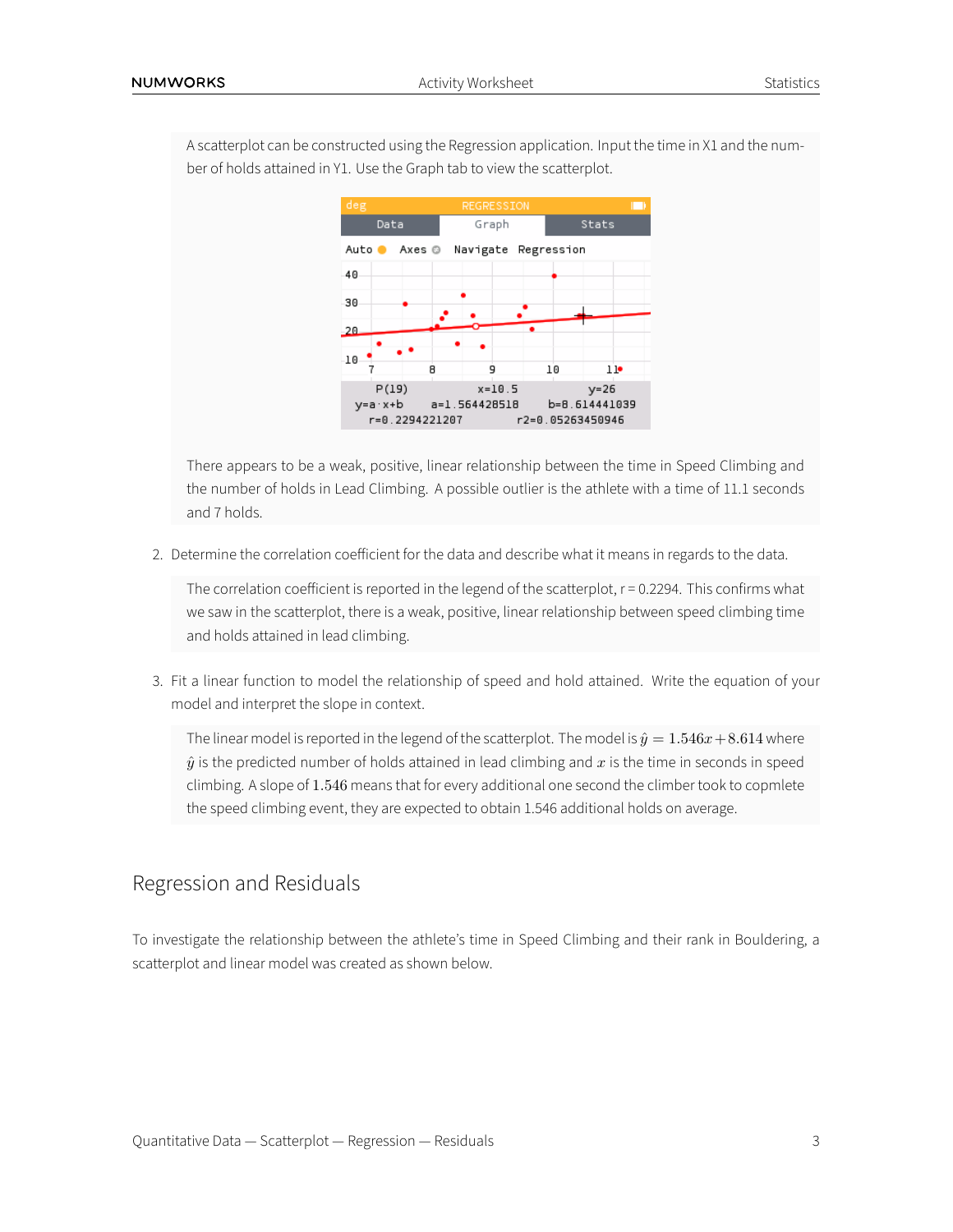A scatterplot can be constructed using the Regression application. Input the time in X1 and the number of holds attained in Y1. Use the Graph tab to view the scatterplot.

There appears to be a weak, positive, linear relationship between the time in Speed Climbing and the number of holds in Lead Climbing. A possible outlier is the athlete with a time of 11.1 seconds and 7 holds.

2. Determine the correlation coefficient for the data and describe what it means in regards to the data.

   The correlation coefficient is reported in the legend of the scatterplot, r = 0.2294. This confirms what we saw in the scatterplot, there is a weak, positive, linear relationship between speed climbing time and holds attained in lead climbing.

3. Fit a linear function to model the relationship of speed and hold attained. Write the equation of your model and interpret the slope in context.

   The linear model is reported in the legend of the scatterplot. The model is $\hat{y} = 1.546x + 8.614$ where $\hat{y}$ is the predicted number of holds attained in lead climbing and $x$ is the time in seconds in speed climbing. A slope of $1.546$ means that for every additional one second the climber took to copmlete the speed climbing event, they are expected to obtain 1.546 additional holds on average.

## Regression and Residuals

To investigate the relationship between the athlete's time in Speed Climbing and their rank in Bouldering, a scatterplot and linear model was created as shown below.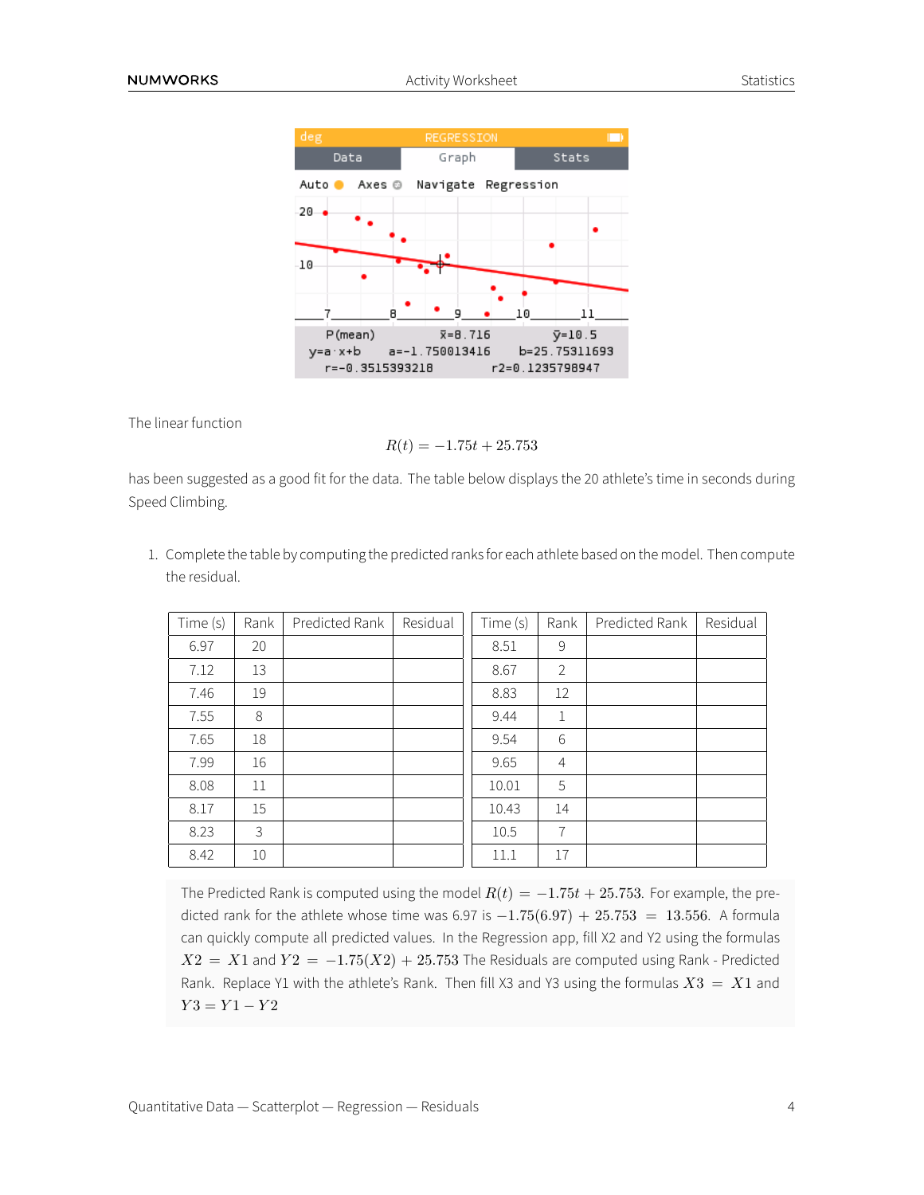The linear function

$$R(t) = -1.75t + 25.753$$

has been suggested as a good fit for the data. The table below displays the 20 athlete's time in seconds during Speed Climbing.

1. Complete the table by computing the predicted ranks for each athlete based on the model. Then compute the residual.

| Time (s) | Rank | Predicted Rank | Residual |
|---|---|---|---|
| 6.97 | 20 | | |
| 7.12 | 13 | | |
| 7.46 | 19 | | |
| 7.55 | 8 | | |
| 7.65 | 18 | | |
| 7.99 | 16 | | |
| 8.08 | 11 | | |
| 8.17 | 15 | | |
| 8.23 | 3 | | |
| 8.42 | 10 | | |

| Time (s) | Rank | Predicted Rank | Residual |
|---|---|---|---|
| 8.51 | 9 | | |
| 8.67 | 2 | | |
| 8.83 | 12 | | |
| 9.44 | 1 | | |
| 9.54 | 6 | | |
| 9.65 | 4 | | |
| 10.01 | 5 | | |
| 10.43 | 14 | | |
| 10.5 | 7 | | |
| 11.1 | 17 | | |

The Predicted Rank is computed using the model $R(t) = -1.75t + 25.753$. For example, the predicted rank for the athlete whose time was 6.97 is $-1.75(6.97) + 25.753 = 13.556$. A formula can quickly compute all predicted values. In the Regression app, fill X2 and Y2 using the formulas $X2 = X1$ and $Y2 = -1.75(X2) + 25.753$ The Residuals are computed using Rank - Predicted Rank. Replace Y1 with the athlete's Rank. Then fill X3 and Y3 using the formulas $X3 = X1$ and $Y3 = Y1 - Y2$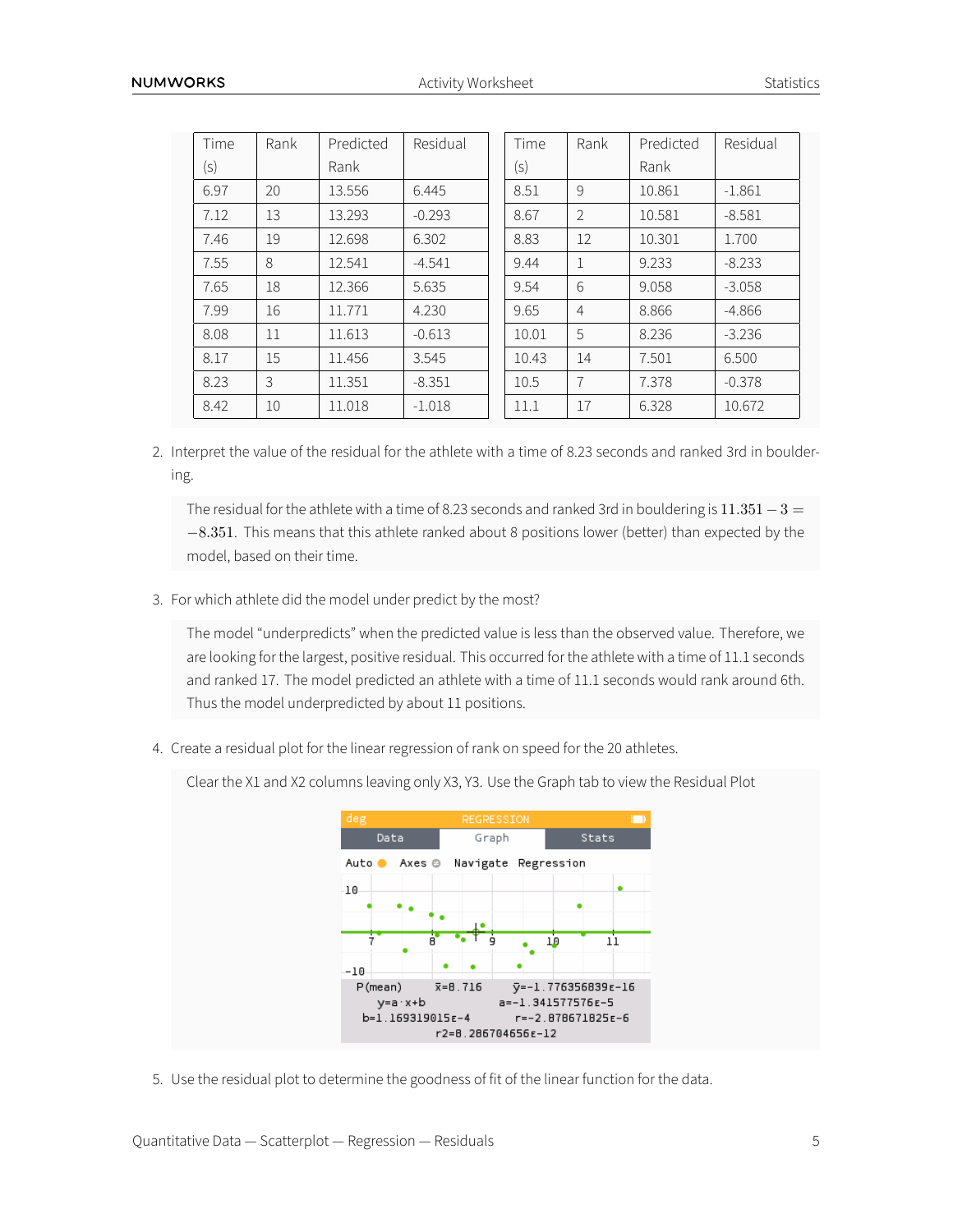| Time (s) | Rank | Predicted Rank | Residual |
|---|---|---|---|
| 6.97 | 20 | 13.556 | 6.445 |
| 7.12 | 13 | 13.293 | -0.293 |
| 7.46 | 19 | 12.698 | 6.302 |
| 7.55 | 8 | 12.541 | -4.541 |
| 7.65 | 18 | 12.366 | 5.635 |
| 7.99 | 16 | 11.771 | 4.230 |
| 8.08 | 11 | 11.613 | -0.613 |
| 8.17 | 15 | 11.456 | 3.545 |
| 8.23 | 3 | 11.351 | -8.351 |
| 8.42 | 10 | 11.018 | -1.018 |
| 8.51 | 9 | 10.861 | -1.861 |
| 8.67 | 2 | 10.581 | -8.581 |
| 8.83 | 12 | 10.301 | 1.700 |
| 9.44 | 1 | 9.233 | -8.233 |
| 9.54 | 6 | 9.058 | -3.058 |
| 9.65 | 4 | 8.866 | -4.866 |
| 10.01 | 5 | 8.236 | -3.236 |
| 10.43 | 14 | 7.501 | 6.500 |
| 10.5 | 7 | 7.378 | -0.378 |
| 11.1 | 17 | 6.328 | 10.672 |

2. Interpret the value of the residual for the athlete with a time of 8.23 seconds and ranked 3rd in bouldering.

   The residual for the athlete with a time of 8.23 seconds and ranked 3rd in bouldering is $11.351 - 3 = -8.351$. This means that this athlete ranked about 8 positions lower (better) than expected by the model, based on their time.

3. For which athlete did the model under predict by the most?

   The model "underpredicts" when the predicted value is less than the observed value. Therefore, we are looking for the largest, positive residual. This occurred for the athlete with a time of 11.1 seconds and ranked 17. The model predicted an athlete with a time of 11.1 seconds would rank around 6th. Thus the model underpredicted by about 11 positions.

4. Create a residual plot for the linear regression of rank on speed for the 20 athletes.

   Clear the X1 and X2 columns leaving only X3, Y3. Use the Graph tab to view the Residual Plot

```
REGRESSION
Data | Graph | Stats
Auto  Axes  Navigate  Regression
P(mean)   x̄=8.716   ȳ=-1.776356839E-16
y=a·x+b   a=-1.341577576E-5
b=1.169319015E-4   r=-2.878671825E-6
r2=8.286704656E-12
```

5. Use the residual plot to determine the goodness of fit of the linear function for the data.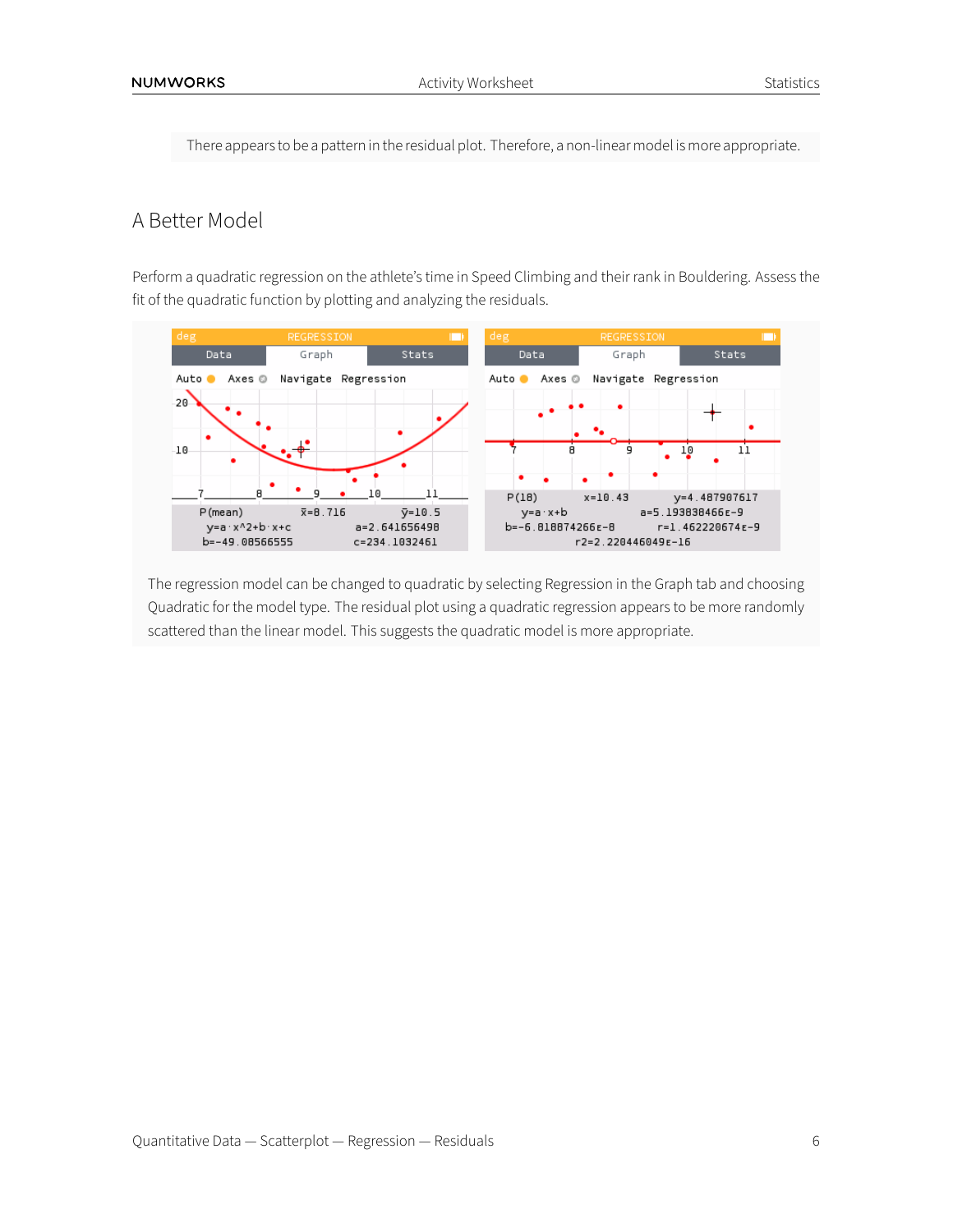There appears to be a pattern in the residual plot. Therefore, a non-linear model is more appropriate.

## A Better Model

Perform a quadratic regression on the athlete's time in Speed Climbing and their rank in Bouldering. Assess the fit of the quadratic function by plotting and analyzing the residuals.

deg REGRESSION
Data Graph Stats
Auto Axes Navigate Regression
20
10
7 8 9 10 11
P(mean) x̄=8.716 ȳ=10.5
y=a·x^2+b·x+c a=2.641656498
b=-49.08566555 c=234.1032461

deg REGRESSION
Data Graph Stats
Auto Axes Navigate Regression
7 8 9 10 11
P(18) x=10.43 y=4.487907617
y=a·x+b a=5.193838466ᴇ-9
b=-6.818874266ᴇ-8 r=1.462220674ᴇ-9
r2=2.220446049ᴇ-16

The regression model can be changed to quadratic by selecting Regression in the Graph tab and choosing Quadratic for the model type. The residual plot using a quadratic regression appears to be more randomly scattered than the linear model. This suggests the quadratic model is more appropriate.